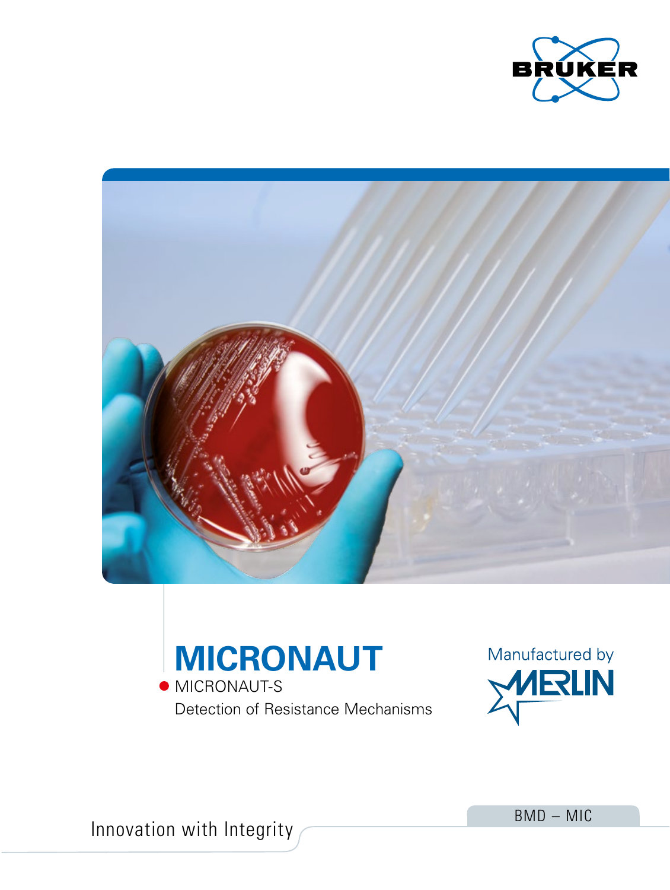# MICRONAUT

- MICRONAUT-S

Detection of Resistance Mechanisms

Manufactured by MERLIN

BMD – MIC

Innovation with Integrity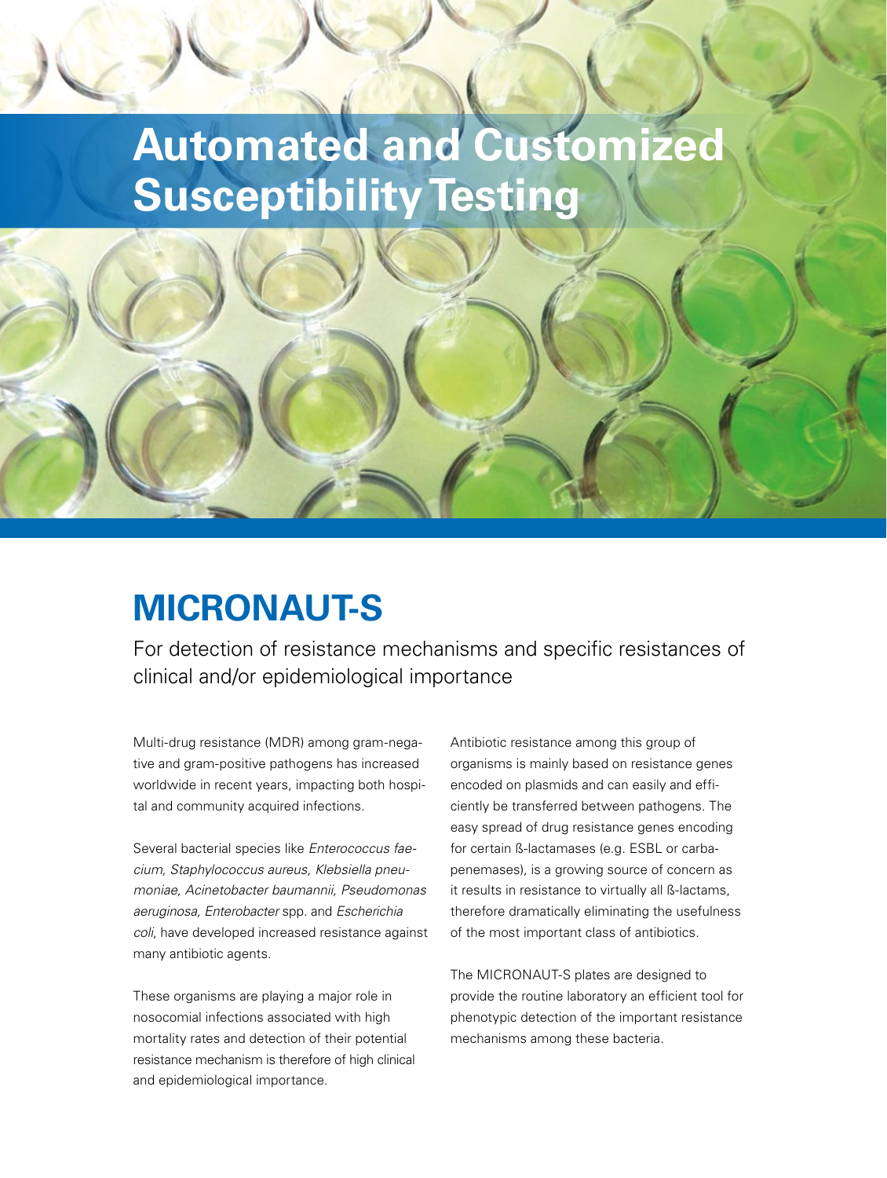# Automated and Customized Susceptibility Testing

## MICRONAUT-S

For detection of resistance mechanisms and specific resistances of clinical and/or epidemiological importance

Multi-drug resistance (MDR) among gram-negative and gram-positive pathogens has increased worldwide in recent years, impacting both hospital and community acquired infections.

Several bacterial species like *Enterococcus faecium, Staphylococcus aureus, Klebsiella pneumoniae, Acinetobacter baumannii, Pseudomonas aeruginosa, Enterobacter* spp. and *Escherichia coli*, have developed increased resistance against many antibiotic agents.

These organisms are playing a major role in nosocomial infections associated with high mortality rates and detection of their potential resistance mechanism is therefore of high clinical and epidemiological importance.

Antibiotic resistance among this group of organisms is mainly based on resistance genes encoded on plasmids and can easily and efficiently be transferred between pathogens. The easy spread of drug resistance genes encoding for certain ß-lactamases (e.g. ESBL or carbapenemases), is a growing source of concern as it results in resistance to virtually all ß-lactams, therefore dramatically eliminating the usefulness of the most important class of antibiotics.

The MICRONAUT-S plates are designed to provide the routine laboratory an efficient tool for phenotypic detection of the important resistance mechanisms among these bacteria.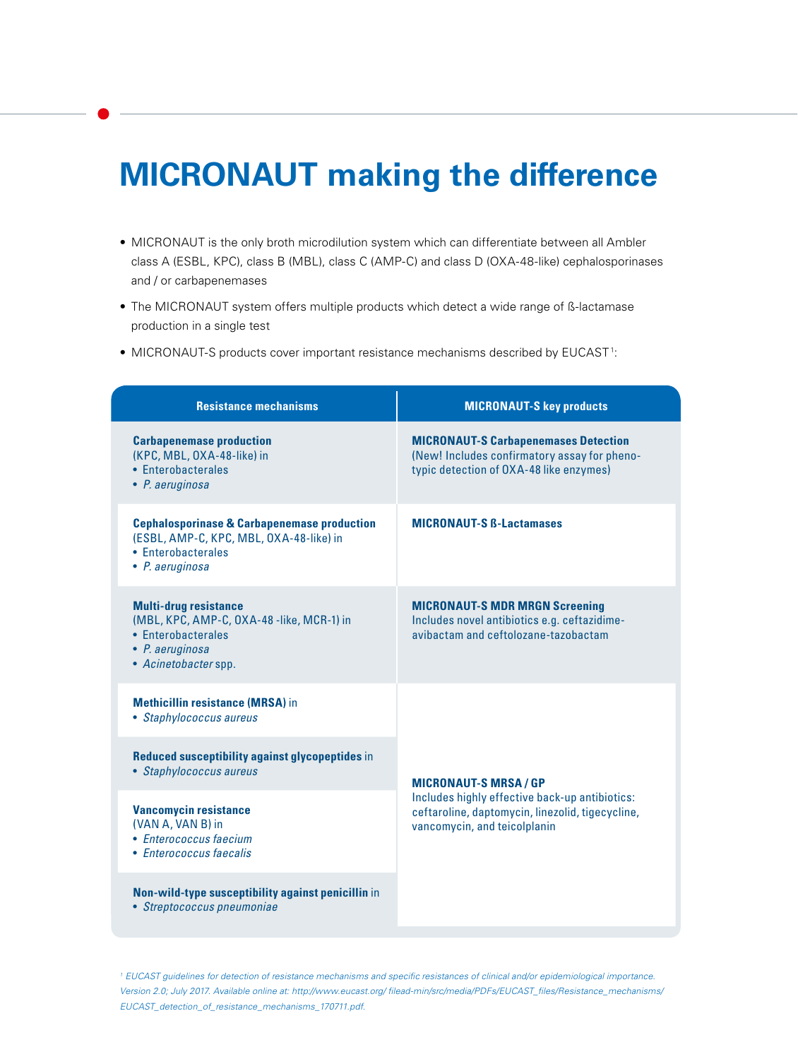# MICRONAUT making the difference

- MICRONAUT is the only broth microdilution system which can differentiate between all Ambler class A (ESBL, KPC), class B (MBL), class C (AMP-C) and class D (OXA-48-like) cephalosporinases and / or carbapenemases
- The MICRONAUT system offers multiple products which detect a wide range of ß-lactamase production in a single test
- MICRONAUT-S products cover important resistance mechanisms described by EUCAST[1]:

| Resistance mechanisms | MICRONAUT-S key products |
|---|---|
| **Carbapenemase production** (KPC, MBL, OXA-48-like) in<br>• Enterobacterales<br>• *P. aeruginosa* | **MICRONAUT-S Carbapenemases Detection** (New! Includes confirmatory assay for phenotypic detection of OXA-48 like enzymes) |
| **Cephalosporinase & Carbapenemase production** (ESBL, AMP-C, KPC, MBL, OXA-48-like) in<br>• Enterobacterales<br>• *P. aeruginosa* | **MICRONAUT-S ß-Lactamases** |
| **Multi-drug resistance** (MBL, KPC, AMP-C, OXA-48 -like, MCR-1) in<br>• Enterobacterales<br>• *P. aeruginosa*<br>• *Acinetobacter* spp. | **MICRONAUT-S MDR MRGN Screening**<br>Includes novel antibiotics e.g. ceftazidime-avibactam and ceftolozane-tazobactam |
| **Methicillin resistance (MRSA)** in<br>• *Staphylococcus aureus* | **MICRONAUT-S MRSA / GP**<br>Includes highly effective back-up antibiotics: ceftaroline, daptomycin, linezolid, tigecycline, vancomycin, and teicolplanin |
| **Reduced susceptibility against glycopeptides** in<br>• *Staphylococcus aureus* | |
| **Vancomycin resistance** (VAN A, VAN B) in<br>• *Enterococcus faecium*<br>• *Enterococcus faecalis* | |
| **Non-wild-type susceptibility against penicillin** in<br>• *Streptococcus pneumoniae* | |

[1] *EUCAST guidelines for detection of resistance mechanisms and specific resistances of clinical and/or epidemiological importance. Version 2.0; July 2017. Available online at: http://www.eucast.org/ filead-min/src/media/PDFs/EUCAST_files/Resistance_mechanisms/ EUCAST_detection_of_resistance_mechanisms_170711.pdf.*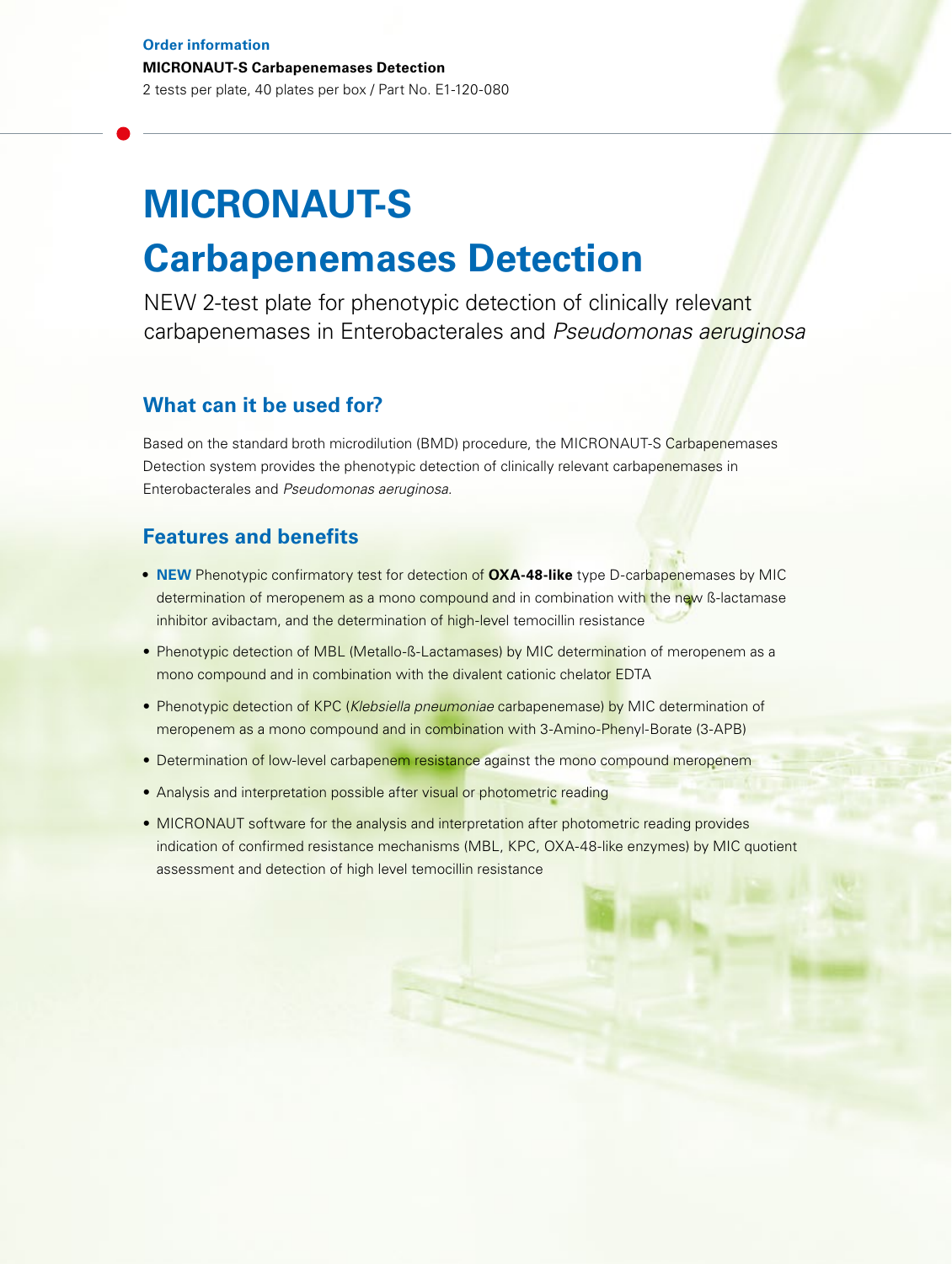**Order information**

**MICRONAUT-S Carbapenemases Detection**

2 tests per plate, 40 plates per box / Part No. E1-120-080

# MICRONAUT-S

# Carbapenemases Detection

NEW 2-test plate for phenotypic detection of clinically relevant carbapenemases in Enterobacterales and *Pseudomonas aeruginosa*

## What can it be used for?

Based on the standard broth microdilution (BMD) procedure, the MICRONAUT-S Carbapenemases Detection system provides the phenotypic detection of clinically relevant carbapenemases in Enterobacterales and *Pseudomonas aeruginosa.*

## Features and benefits

- **NEW** Phenotypic confirmatory test for detection of **OXA-48-like** type D-carbapenemases by MIC determination of meropenem as a mono compound and in combination with the new ß-lactamase inhibitor avibactam, and the determination of high-level temocillin resistance
- Phenotypic detection of MBL (Metallo-ß-Lactamases) by MIC determination of meropenem as a mono compound and in combination with the divalent cationic chelator EDTA
- Phenotypic detection of KPC (*Klebsiella pneumoniae* carbapenemase) by MIC determination of meropenem as a mono compound and in combination with 3-Amino-Phenyl-Borate (3-APB)
- Determination of low-level carbapenem resistance against the mono compound meropenem
- Analysis and interpretation possible after visual or photometric reading
- MICRONAUT software for the analysis and interpretation after photometric reading provides indication of confirmed resistance mechanisms (MBL, KPC, OXA-48-like enzymes) by MIC quotient assessment and detection of high level temocillin resistance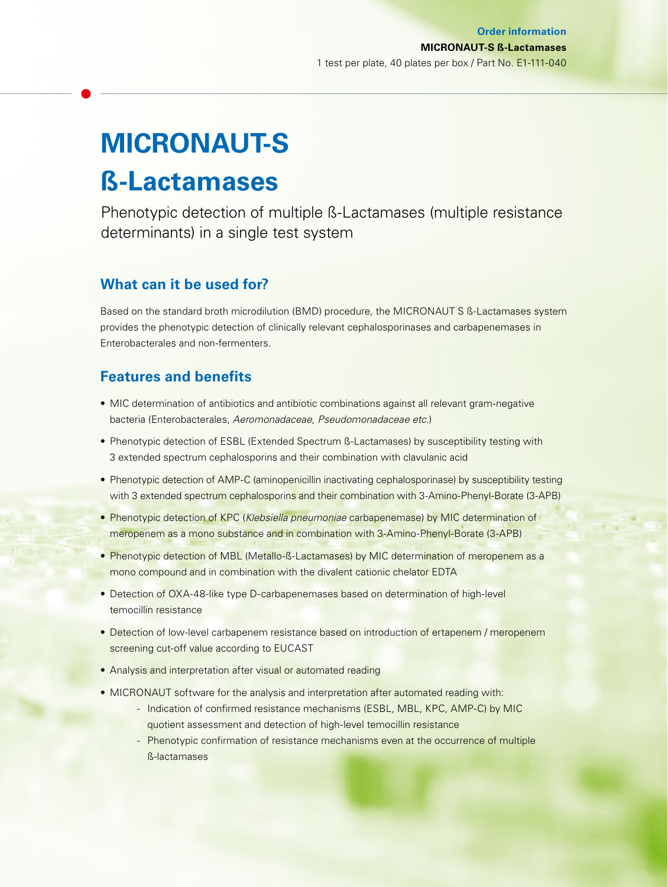**Order information**

**MICRONAUT-S ß-Lactamases**

1 test per plate, 40 plates per box / Part No. E1-111-040

# MICRONAUT-S ß-Lactamases

Phenotypic detection of multiple ß-Lactamases (multiple resistance determinants) in a single test system

## What can it be used for?

Based on the standard broth microdilution (BMD) procedure, the MICRONAUT S ß-Lactamases system provides the phenotypic detection of clinically relevant cephalosporinases and carbapenemases in Enterobacterales and non-fermenters.

## Features and benefits

- MIC determination of antibiotics and antibiotic combinations against all relevant gram-negative bacteria (Enterobacterales, *Aeromonadaceae*, *Pseudomonadaceae etc.*)
- Phenotypic detection of ESBL (Extended Spectrum ß-Lactamases) by susceptibility testing with 3 extended spectrum cephalosporins and their combination with clavulanic acid
- Phenotypic detection of AMP-C (aminopenicillin inactivating cephalosporinase) by susceptibility testing with 3 extended spectrum cephalosporins and their combination with 3-Amino-Phenyl-Borate (3-APB)
- Phenotypic detection of KPC (*Klebsiella pneumoniae* carbapenemase) by MIC determination of meropenem as a mono substance and in combination with 3-Amino-Phenyl-Borate (3-APB)
- Phenotypic detection of MBL (Metallo-ß-Lactamases) by MIC determination of meropenem as a mono compound and in combination with the divalent cationic chelator EDTA
- Detection of OXA-48-like type D-carbapenemases based on determination of high-level temocillin resistance
- Detection of low-level carbapenem resistance based on introduction of ertapenem / meropenem screening cut-off value according to EUCAST
- Analysis and interpretation after visual or automated reading
- MICRONAUT software for the analysis and interpretation after automated reading with:
  - Indication of confirmed resistance mechanisms (ESBL, MBL, KPC, AMP-C) by MIC quotient assessment and detection of high-level temocillin resistance
  - Phenotypic confirmation of resistance mechanisms even at the occurrence of multiple ß-lactamases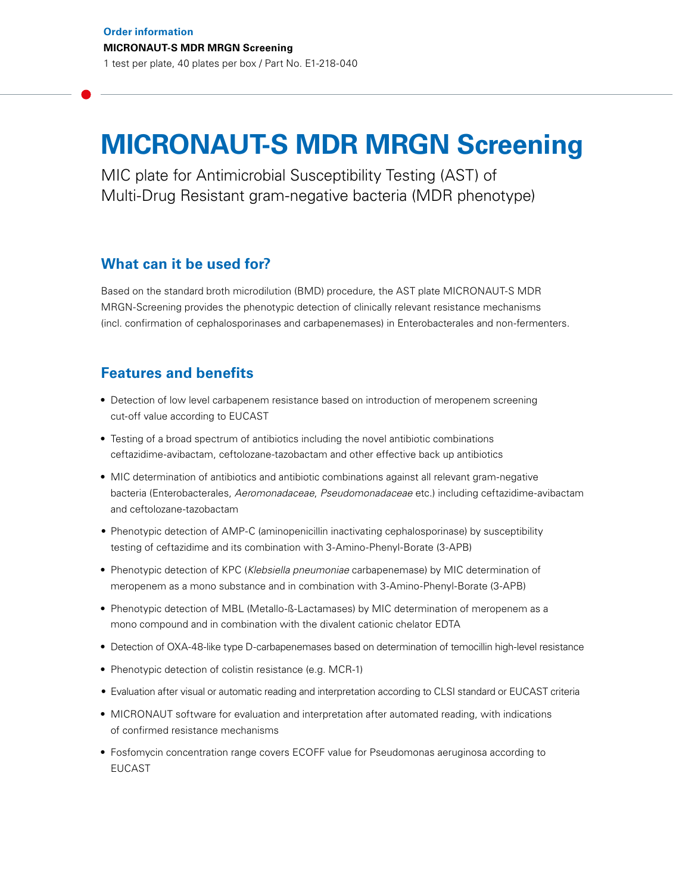**Order information**

**MICRONAUT-S MDR MRGN Screening**

1 test per plate, 40 plates per box / Part No. E1-218-040

# MICRONAUT-S MDR MRGN Screening

MIC plate for Antimicrobial Susceptibility Testing (AST) of Multi-Drug Resistant gram-negative bacteria (MDR phenotype)

## What can it be used for?

Based on the standard broth microdilution (BMD) procedure, the AST plate MICRONAUT-S MDR MRGN-Screening provides the phenotypic detection of clinically relevant resistance mechanisms (incl. confirmation of cephalosporinases and carbapenemases) in Enterobacterales and non-fermenters.

## Features and benefits

- Detection of low level carbapenem resistance based on introduction of meropenem screening cut-off value according to EUCAST
- Testing of a broad spectrum of antibiotics including the novel antibiotic combinations ceftazidime-avibactam, ceftolozane-tazobactam and other effective back up antibiotics
- MIC determination of antibiotics and antibiotic combinations against all relevant gram-negative bacteria (Enterobacterales, *Aeromonadaceae*, *Pseudomonadaceae* etc.) including ceftazidime-avibactam and ceftolozane-tazobactam
- Phenotypic detection of AMP-C (aminopenicillin inactivating cephalosporinase) by susceptibility testing of ceftazidime and its combination with 3-Amino-Phenyl-Borate (3-APB)
- Phenotypic detection of KPC (*Klebsiella pneumoniae* carbapenemase) by MIC determination of meropenem as a mono substance and in combination with 3-Amino-Phenyl-Borate (3-APB)
- Phenotypic detection of MBL (Metallo-ß-Lactamases) by MIC determination of meropenem as a mono compound and in combination with the divalent cationic chelator EDTA
- Detection of OXA-48-like type D-carbapenemases based on determination of temocillin high-level resistance
- Phenotypic detection of colistin resistance (e.g. MCR-1)
- Evaluation after visual or automatic reading and interpretation according to CLSI standard or EUCAST criteria
- MICRONAUT software for evaluation and interpretation after automated reading, with indications of confirmed resistance mechanisms
- Fosfomycin concentration range covers ECOFF value for Pseudomonas aeruginosa according to EUCAST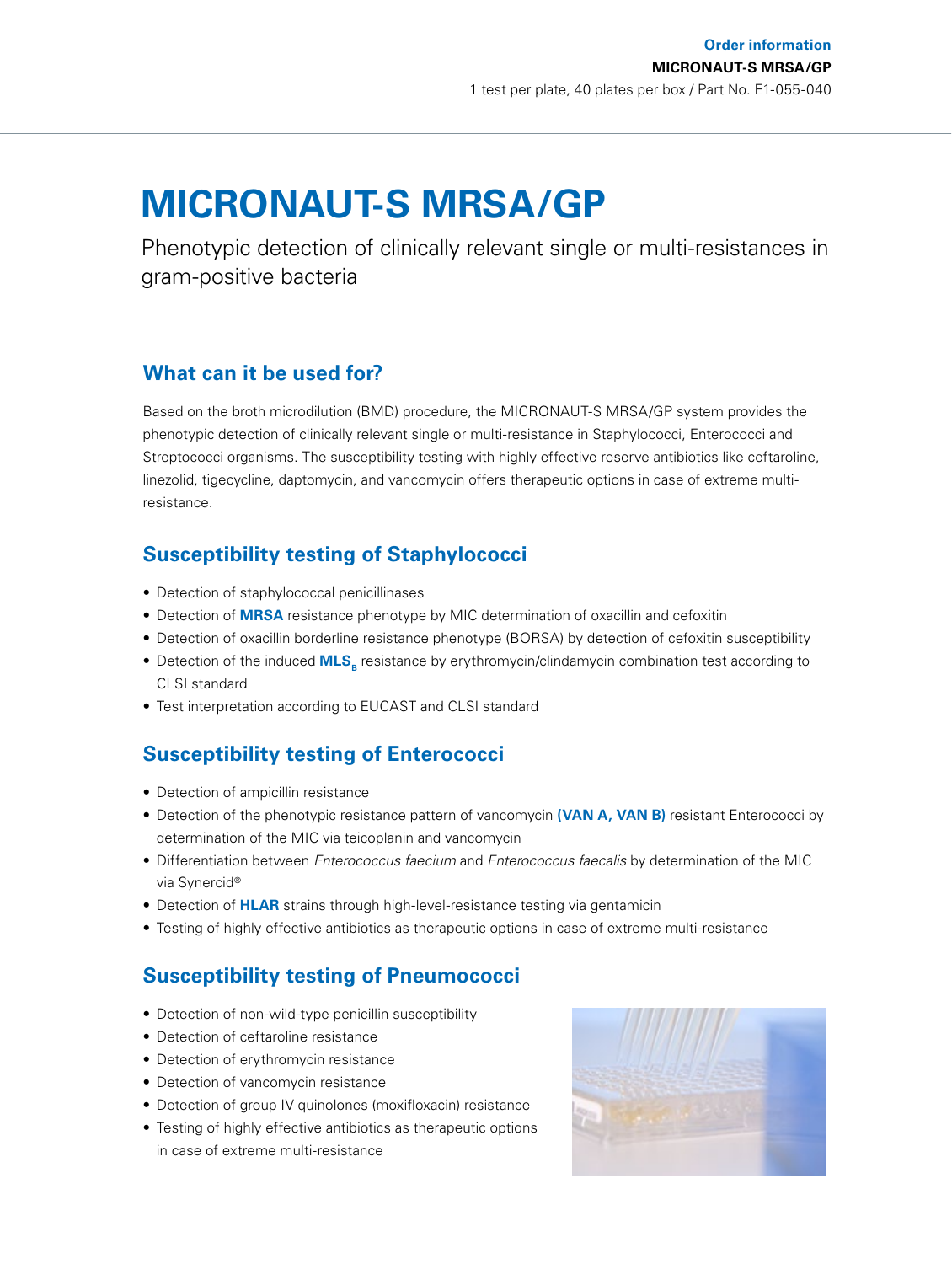**Order information**

**MICRONAUT-S MRSA/GP**

1 test per plate, 40 plates per box / Part No. E1-055-040

# MICRONAUT-S MRSA/GP

Phenotypic detection of clinically relevant single or multi-resistances in gram-positive bacteria

## What can it be used for?

Based on the broth microdilution (BMD) procedure, the MICRONAUT-S MRSA/GP system provides the phenotypic detection of clinically relevant single or multi-resistance in Staphylococci, Enterococci and Streptococci organisms. The susceptibility testing with highly effective reserve antibiotics like ceftaroline, linezolid, tigecycline, daptomycin, and vancomycin offers therapeutic options in case of extreme multi-resistance.

## Susceptibility testing of Staphylococci

- Detection of staphylococcal penicillinases
- Detection of **MRSA** resistance phenotype by MIC determination of oxacillin and cefoxitin
- Detection of oxacillin borderline resistance phenotype (BORSA) by detection of cefoxitin susceptibility
- Detection of the induced **$MLS_B$** resistance by erythromycin/clindamycin combination test according to CLSI standard
- Test interpretation according to EUCAST and CLSI standard

## Susceptibility testing of Enterococci

- Detection of ampicillin resistance
- Detection of the phenotypic resistance pattern of vancomycin **(VAN A, VAN B)** resistant Enterococci by determination of the MIC via teicoplanin and vancomycin
- Differentiation between *Enterococcus faecium* and *Enterococcus faecalis* by determination of the MIC via Synercid®
- Detection of **HLAR** strains through high-level-resistance testing via gentamicin
- Testing of highly effective antibiotics as therapeutic options in case of extreme multi-resistance

## Susceptibility testing of Pneumococci

- Detection of non-wild-type penicillin susceptibility
- Detection of ceftaroline resistance
- Detection of erythromycin resistance
- Detection of vancomycin resistance
- Detection of group IV quinolones (moxifloxacin) resistance
- Testing of highly effective antibiotics as therapeutic options in case of extreme multi-resistance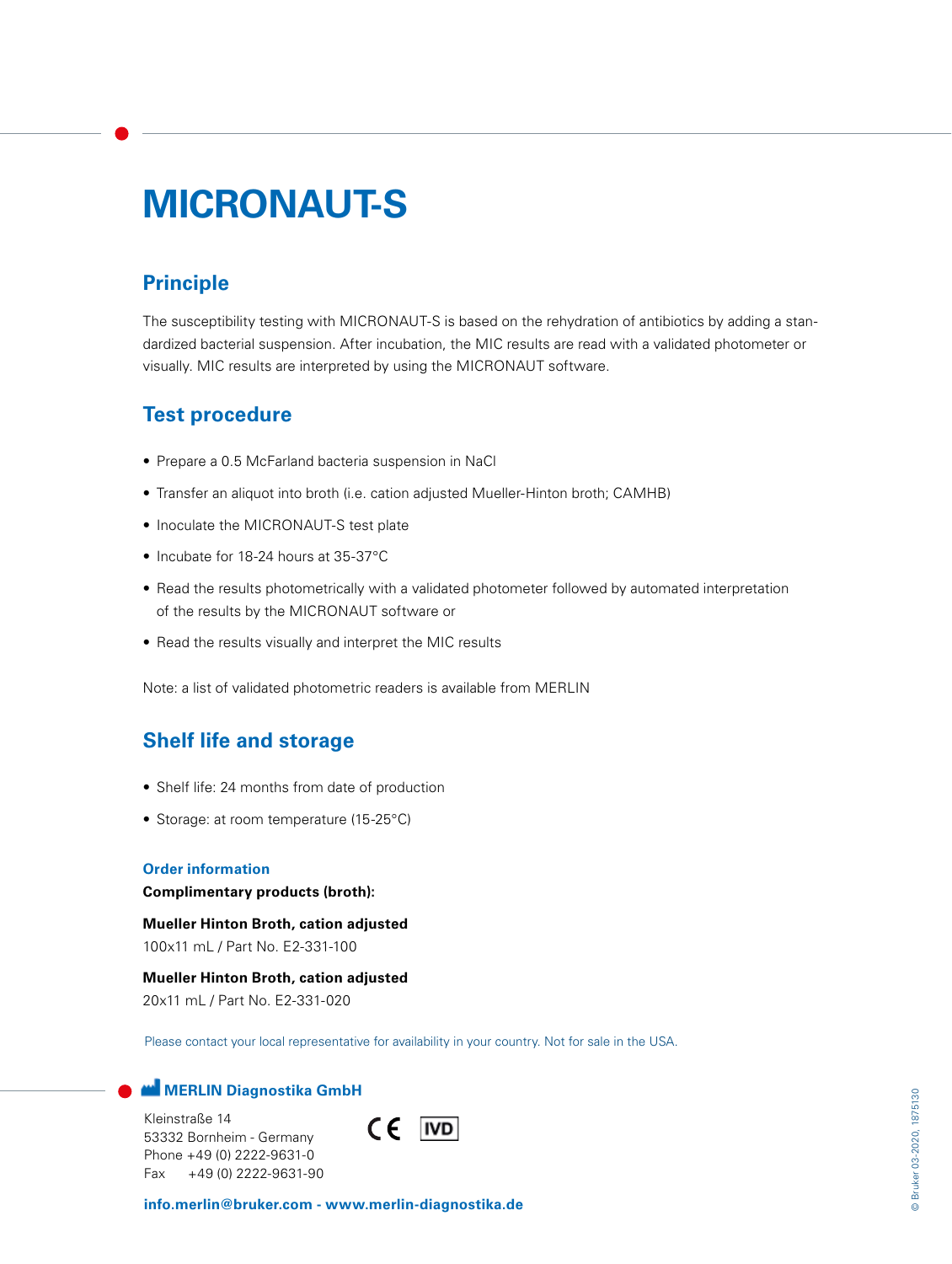# MICRONAUT-S

## Principle

The susceptibility testing with MICRONAUT-S is based on the rehydration of antibiotics by adding a standardized bacterial suspension. After incubation, the MIC results are read with a validated photometer or visually. MIC results are interpreted by using the MICRONAUT software.

## Test procedure

- Prepare a 0.5 McFarland bacteria suspension in NaCl
- Transfer an aliquot into broth (i.e. cation adjusted Mueller-Hinton broth; CAMHB)
- Inoculate the MICRONAUT-S test plate
- Incubate for 18-24 hours at 35-37°C
- Read the results photometrically with a validated photometer followed by automated interpretation of the results by the MICRONAUT software or
- Read the results visually and interpret the MIC results

Note: a list of validated photometric readers is available from MERLIN

## Shelf life and storage

- Shelf life: 24 months from date of production
- Storage: at room temperature (15-25°C)

### Order information

**Complimentary products (broth):**

**Mueller Hinton Broth, cation adjusted**
100x11 mL / Part No. E2-331-100

**Mueller Hinton Broth, cation adjusted**
20x11 mL / Part No. E2-331-020

Please contact your local representative for availability in your country. Not for sale in the USA.

**MERLIN Diagnostika GmbH**

Kleinstraße 14
53332 Bornheim - Germany
Phone +49 (0) 2222-9631-0
Fax +49 (0) 2222-9631-90

CE IVD

**info.merlin@bruker.com - www.merlin-diagnostika.de**

© Bruker 03-2020, 1875130